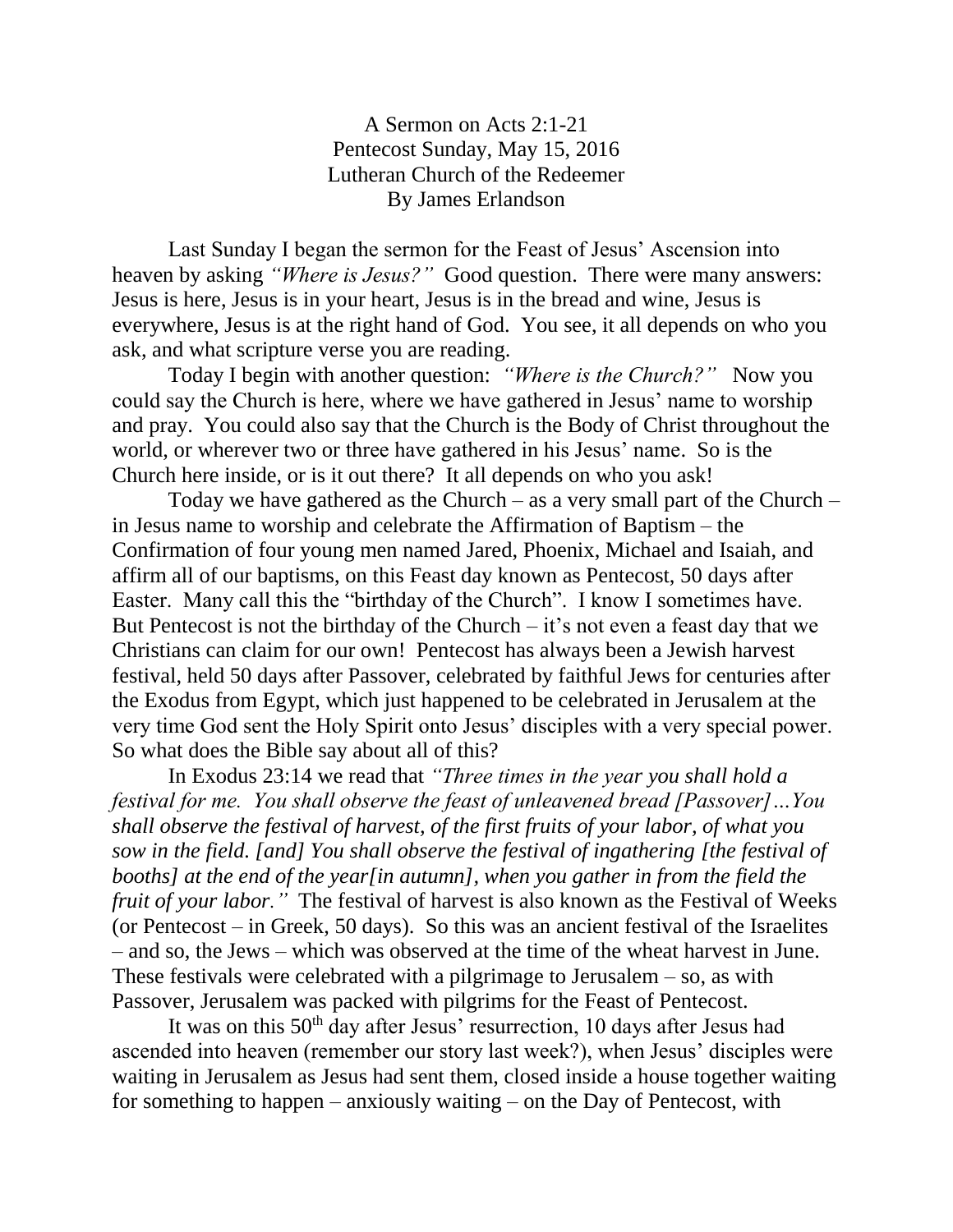A Sermon on Acts 2:1-21
Pentecost Sunday, May 15, 2016
Lutheran Church of the Redeemer
By James Erlandson

Last Sunday I began the sermon for the Feast of Jesus' Ascension into heaven by asking *"Where is Jesus?"* Good question. There were many answers: Jesus is here, Jesus is in your heart, Jesus is in the bread and wine, Jesus is everywhere, Jesus is at the right hand of God. You see, it all depends on who you ask, and what scripture verse you are reading.

Today I begin with another question: *"Where is the Church?"* Now you could say the Church is here, where we have gathered in Jesus' name to worship and pray. You could also say that the Church is the Body of Christ throughout the world, or wherever two or three have gathered in his Jesus' name. So is the Church here inside, or is it out there? It all depends on who you ask!

Today we have gathered as the Church – as a very small part of the Church – in Jesus name to worship and celebrate the Affirmation of Baptism – the Confirmation of four young men named Jared, Phoenix, Michael and Isaiah, and affirm all of our baptisms, on this Feast day known as Pentecost, 50 days after Easter. Many call this the "birthday of the Church". I know I sometimes have. But Pentecost is not the birthday of the Church – it's not even a feast day that we Christians can claim for our own! Pentecost has always been a Jewish harvest festival, held 50 days after Passover, celebrated by faithful Jews for centuries after the Exodus from Egypt, which just happened to be celebrated in Jerusalem at the very time God sent the Holy Spirit onto Jesus' disciples with a very special power. So what does the Bible say about all of this?

In Exodus 23:14 we read that *"Three times in the year you shall hold a festival for me. You shall observe the feast of unleavened bread [Passover]…You shall observe the festival of harvest, of the first fruits of your labor, of what you sow in the field. [and] You shall observe the festival of ingathering [the festival of booths] at the end of the year[in autumn], when you gather in from the field the fruit of your labor."* The festival of harvest is also known as the Festival of Weeks (or Pentecost – in Greek, 50 days). So this was an ancient festival of the Israelites – and so, the Jews – which was observed at the time of the wheat harvest in June. These festivals were celebrated with a pilgrimage to Jerusalem – so, as with Passover, Jerusalem was packed with pilgrims for the Feast of Pentecost.

It was on this 50th day after Jesus' resurrection, 10 days after Jesus had ascended into heaven (remember our story last week?), when Jesus' disciples were waiting in Jerusalem as Jesus had sent them, closed inside a house together waiting for something to happen – anxiously waiting – on the Day of Pentecost, with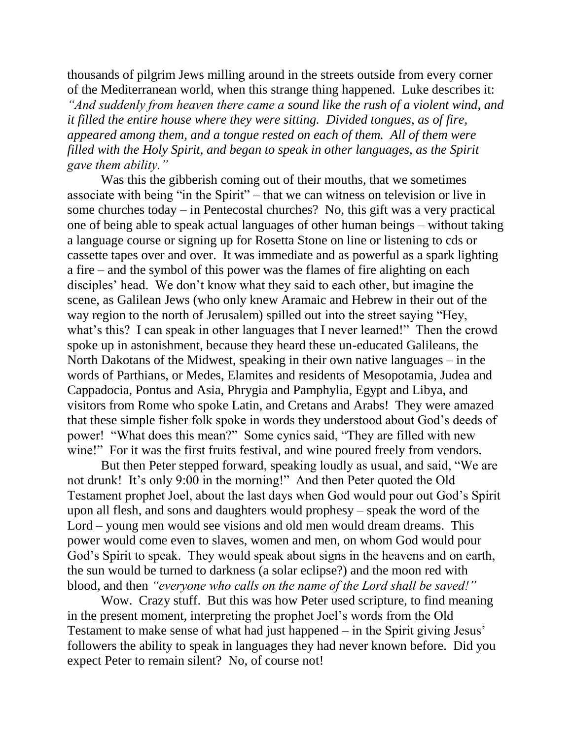thousands of pilgrim Jews milling around in the streets outside from every corner of the Mediterranean world, when this strange thing happened. Luke describes it: *"And suddenly from heaven there came a sound like the rush of a violent wind, and it filled the entire house where they were sitting. Divided tongues, as of fire, appeared among them, and a tongue rested on each of them. All of them were filled with the Holy Spirit, and began to speak in other languages, as the Spirit gave them ability."*

Was this the gibberish coming out of their mouths, that we sometimes associate with being "in the Spirit" – that we can witness on television or live in some churches today – in Pentecostal churches? No, this gift was a very practical one of being able to speak actual languages of other human beings – without taking a language course or signing up for Rosetta Stone on line or listening to cds or cassette tapes over and over. It was immediate and as powerful as a spark lighting a fire – and the symbol of this power was the flames of fire alighting on each disciples' head. We don't know what they said to each other, but imagine the scene, as Galilean Jews (who only knew Aramaic and Hebrew in their out of the way region to the north of Jerusalem) spilled out into the street saying "Hey, what's this? I can speak in other languages that I never learned!" Then the crowd spoke up in astonishment, because they heard these un-educated Galileans, the North Dakotans of the Midwest, speaking in their own native languages – in the words of Parthians, or Medes, Elamites and residents of Mesopotamia, Judea and Cappadocia, Pontus and Asia, Phrygia and Pamphylia, Egypt and Libya, and visitors from Rome who spoke Latin, and Cretans and Arabs! They were amazed that these simple fisher folk spoke in words they understood about God's deeds of power! "What does this mean?" Some cynics said, "They are filled with new wine!" For it was the first fruits festival, and wine poured freely from vendors.

But then Peter stepped forward, speaking loudly as usual, and said, "We are not drunk! It's only 9:00 in the morning!" And then Peter quoted the Old Testament prophet Joel, about the last days when God would pour out God's Spirit upon all flesh, and sons and daughters would prophesy – speak the word of the Lord – young men would see visions and old men would dream dreams. This power would come even to slaves, women and men, on whom God would pour God's Spirit to speak. They would speak about signs in the heavens and on earth, the sun would be turned to darkness (a solar eclipse?) and the moon red with blood, and then *"everyone who calls on the name of the Lord shall be saved!"*

Wow. Crazy stuff. But this was how Peter used scripture, to find meaning in the present moment, interpreting the prophet Joel's words from the Old Testament to make sense of what had just happened – in the Spirit giving Jesus' followers the ability to speak in languages they had never known before. Did you expect Peter to remain silent? No, of course not!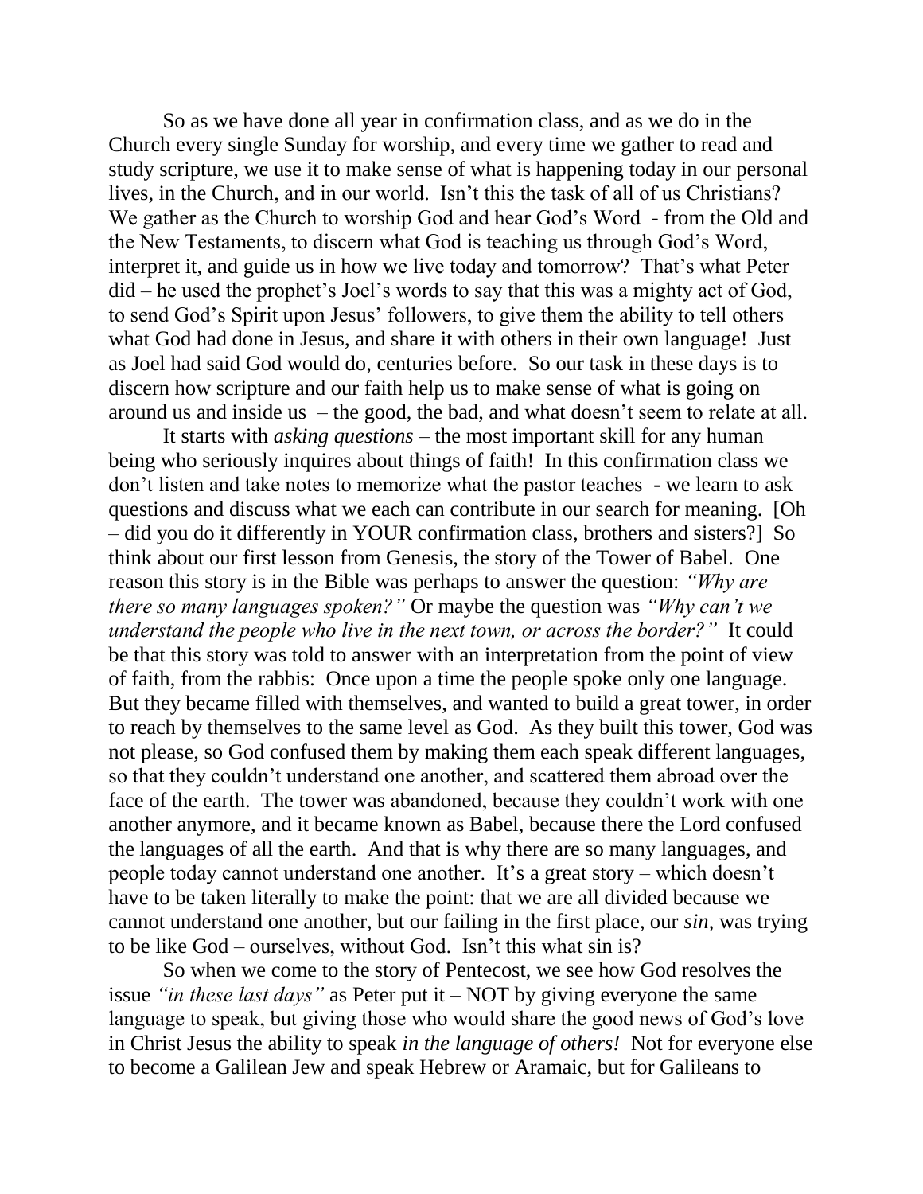So as we have done all year in confirmation class, and as we do in the Church every single Sunday for worship, and every time we gather to read and study scripture, we use it to make sense of what is happening today in our personal lives, in the Church, and in our world. Isn't this the task of all of us Christians? We gather as the Church to worship God and hear God's Word - from the Old and the New Testaments, to discern what God is teaching us through God's Word, interpret it, and guide us in how we live today and tomorrow? That's what Peter did – he used the prophet's Joel's words to say that this was a mighty act of God, to send God's Spirit upon Jesus' followers, to give them the ability to tell others what God had done in Jesus, and share it with others in their own language! Just as Joel had said God would do, centuries before. So our task in these days is to discern how scripture and our faith help us to make sense of what is going on around us and inside us – the good, the bad, and what doesn't seem to relate at all.

It starts with *asking questions* – the most important skill for any human being who seriously inquires about things of faith! In this confirmation class we don't listen and take notes to memorize what the pastor teaches - we learn to ask questions and discuss what we each can contribute in our search for meaning. [Oh – did you do it differently in YOUR confirmation class, brothers and sisters?] So think about our first lesson from Genesis, the story of the Tower of Babel. One reason this story is in the Bible was perhaps to answer the question: *"Why are there so many languages spoken?"* Or maybe the question was *"Why can't we understand the people who live in the next town, or across the border?"* It could be that this story was told to answer with an interpretation from the point of view of faith, from the rabbis: Once upon a time the people spoke only one language. But they became filled with themselves, and wanted to build a great tower, in order to reach by themselves to the same level as God. As they built this tower, God was not please, so God confused them by making them each speak different languages, so that they couldn't understand one another, and scattered them abroad over the face of the earth. The tower was abandoned, because they couldn't work with one another anymore, and it became known as Babel, because there the Lord confused the languages of all the earth. And that is why there are so many languages, and people today cannot understand one another. It's a great story – which doesn't have to be taken literally to make the point: that we are all divided because we cannot understand one another, but our failing in the first place, our *sin*, was trying to be like God – ourselves, without God. Isn't this what sin is?

So when we come to the story of Pentecost, we see how God resolves the issue *"in these last days"* as Peter put it – NOT by giving everyone the same language to speak, but giving those who would share the good news of God's love in Christ Jesus the ability to speak *in the language of others!* Not for everyone else to become a Galilean Jew and speak Hebrew or Aramaic, but for Galileans to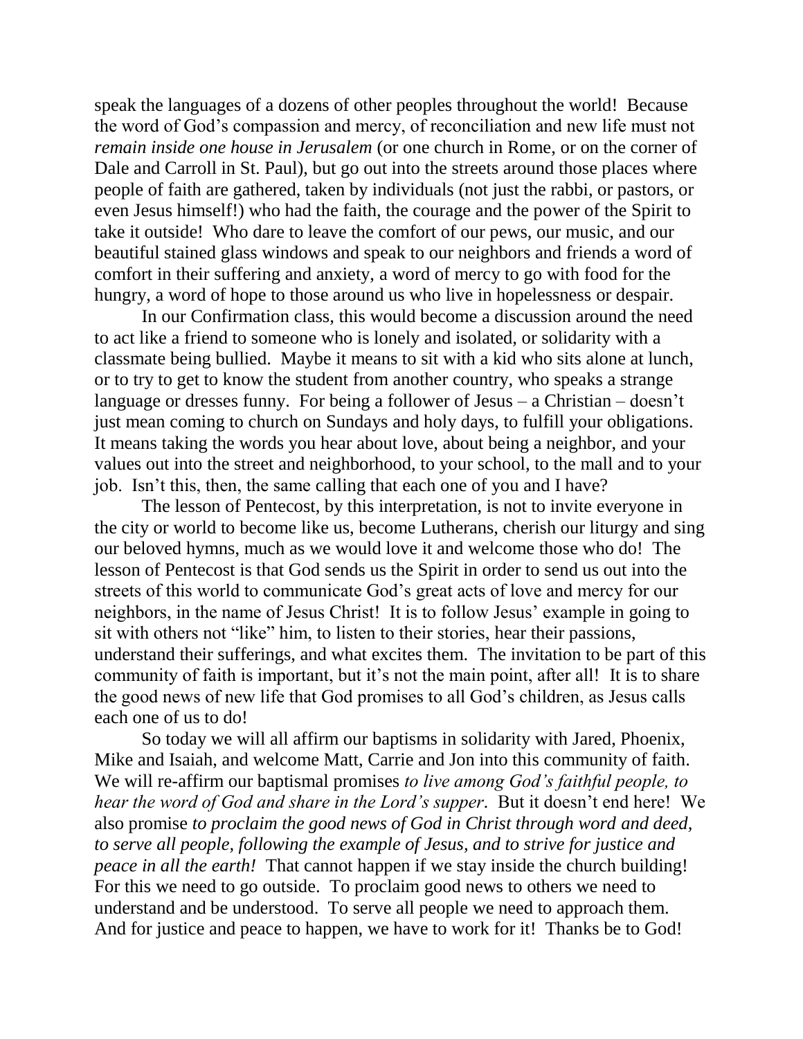speak the languages of a dozens of other peoples throughout the world! Because the word of God's compassion and mercy, of reconciliation and new life must not *remain inside one house in Jerusalem* (or one church in Rome, or on the corner of Dale and Carroll in St. Paul), but go out into the streets around those places where people of faith are gathered, taken by individuals (not just the rabbi, or pastors, or even Jesus himself!) who had the faith, the courage and the power of the Spirit to take it outside! Who dare to leave the comfort of our pews, our music, and our beautiful stained glass windows and speak to our neighbors and friends a word of comfort in their suffering and anxiety, a word of mercy to go with food for the hungry, a word of hope to those around us who live in hopelessness or despair.

In our Confirmation class, this would become a discussion around the need to act like a friend to someone who is lonely and isolated, or solidarity with a classmate being bullied. Maybe it means to sit with a kid who sits alone at lunch, or to try to get to know the student from another country, who speaks a strange language or dresses funny. For being a follower of Jesus – a Christian – doesn't just mean coming to church on Sundays and holy days, to fulfill your obligations. It means taking the words you hear about love, about being a neighbor, and your values out into the street and neighborhood, to your school, to the mall and to your job. Isn't this, then, the same calling that each one of you and I have?

The lesson of Pentecost, by this interpretation, is not to invite everyone in the city or world to become like us, become Lutherans, cherish our liturgy and sing our beloved hymns, much as we would love it and welcome those who do! The lesson of Pentecost is that God sends us the Spirit in order to send us out into the streets of this world to communicate God's great acts of love and mercy for our neighbors, in the name of Jesus Christ! It is to follow Jesus' example in going to sit with others not "like" him, to listen to their stories, hear their passions, understand their sufferings, and what excites them. The invitation to be part of this community of faith is important, but it's not the main point, after all! It is to share the good news of new life that God promises to all God's children, as Jesus calls each one of us to do!

So today we will all affirm our baptisms in solidarity with Jared, Phoenix, Mike and Isaiah, and welcome Matt, Carrie and Jon into this community of faith. We will re-affirm our baptismal promises *to live among God's faithful people, to hear the word of God and share in the Lord's supper*. But it doesn't end here! We also promise *to proclaim the good news of God in Christ through word and deed, to serve all people, following the example of Jesus, and to strive for justice and peace in all the earth!* That cannot happen if we stay inside the church building! For this we need to go outside. To proclaim good news to others we need to understand and be understood. To serve all people we need to approach them. And for justice and peace to happen, we have to work for it! Thanks be to God!